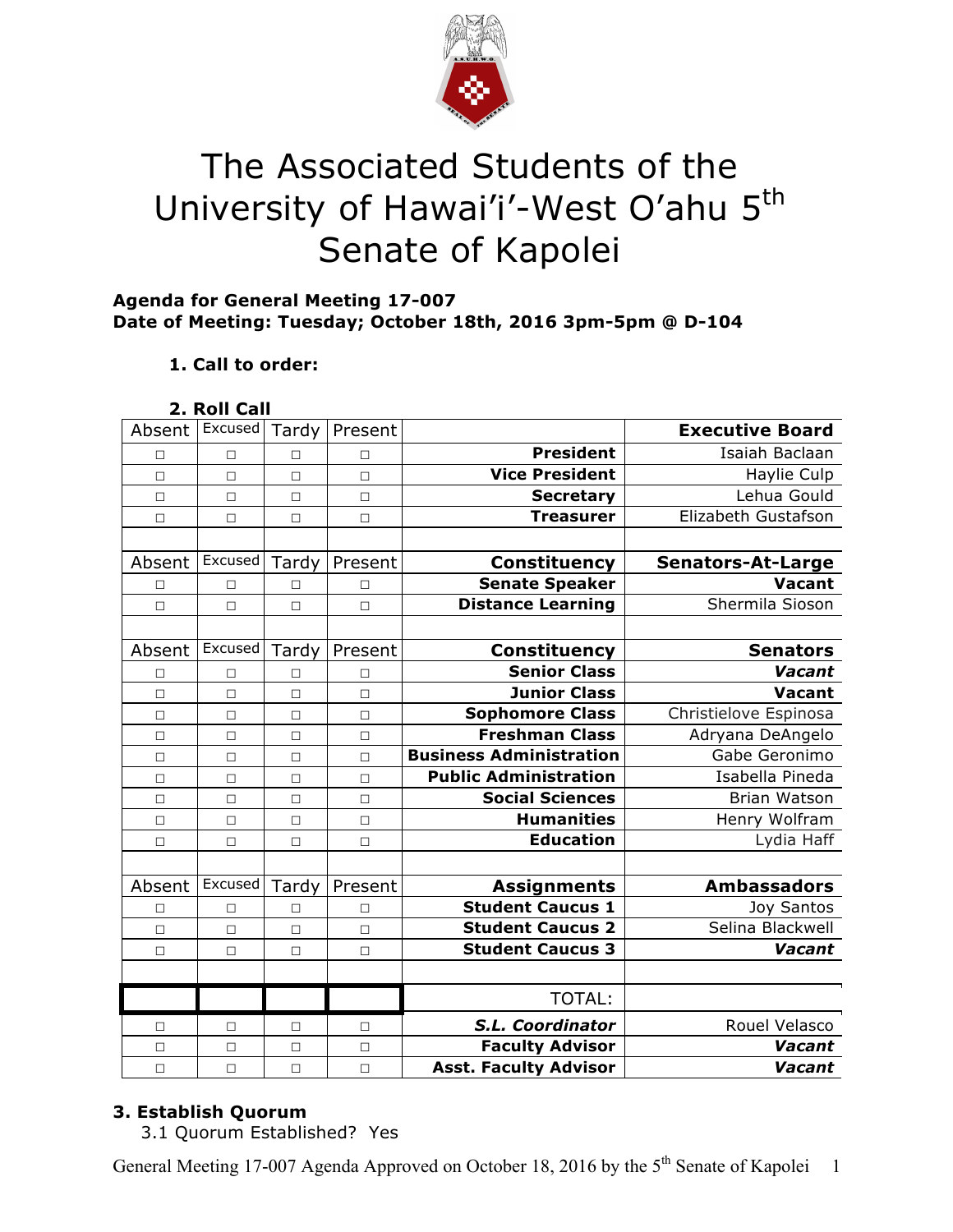# The Associated Students of the University of Hawai'i-West O'ahu 5th Senate of Kapolei

**Agenda for General Meeting 17-007**
**Date of Meeting: Tuesday; October 18th, 2016 3pm-5pm @ D-104**

1. **Call to order:**

2. **Roll Call**

| Absent | Excused | Tardy | Present | | **Executive Board** |
|---|---|---|---|---|---|
| □ | □ | □ | □ | **President** | Isaiah Baclaan |
| □ | □ | □ | □ | **Vice President** | Haylie Culp |
| □ | □ | □ | □ | **Secretary** | Lehua Gould |
| □ | □ | □ | □ | **Treasurer** | Elizabeth Gustafson |
| | | | | | |
| Absent | Excused | Tardy | Present | **Constituency** | **Senators-At-Large** |
| □ | □ | □ | □ | **Senate Speaker** | **Vacant** |
| □ | □ | □ | □ | **Distance Learning** | Shermila Sioson |
| | | | | | |
| Absent | Excused | Tardy | Present | **Constituency** | **Senators** |
| □ | □ | □ | □ | **Senior Class** | ***Vacant*** |
| □ | □ | □ | □ | **Junior Class** | **Vacant** |
| □ | □ | □ | □ | **Sophomore Class** | Christielove Espinosa |
| □ | □ | □ | □ | **Freshman Class** | Adryana DeAngelo |
| □ | □ | □ | □ | **Business Administration** | Gabe Geronimo |
| □ | □ | □ | □ | **Public Administration** | Isabella Pineda |
| □ | □ | □ | □ | **Social Sciences** | Brian Watson |
| □ | □ | □ | □ | **Humanities** | Henry Wolfram |
| □ | □ | □ | □ | **Education** | Lydia Haff |
| | | | | | |
| Absent | Excused | Tardy | Present | **Assignments** | **Ambassadors** |
| □ | □ | □ | □ | **Student Caucus 1** | Joy Santos |
| □ | □ | □ | □ | **Student Caucus 2** | Selina Blackwell |
| □ | □ | □ | □ | **Student Caucus 3** | ***Vacant*** |
| | | | | | |
| | | | | TOTAL: | |
| □ | □ | □ | □ | ***S.L. Coordinator*** | Rouel Velasco |
| □ | □ | □ | □ | **Faculty Advisor** | ***Vacant*** |
| □ | □ | □ | □ | **Asst. Faculty Advisor** | ***Vacant*** |

**3. Establish Quorum**

3.1 Quorum Established? Yes

General Meeting 17-007 Agenda Approved on October 18, 2016 by the 5th Senate of Kapolei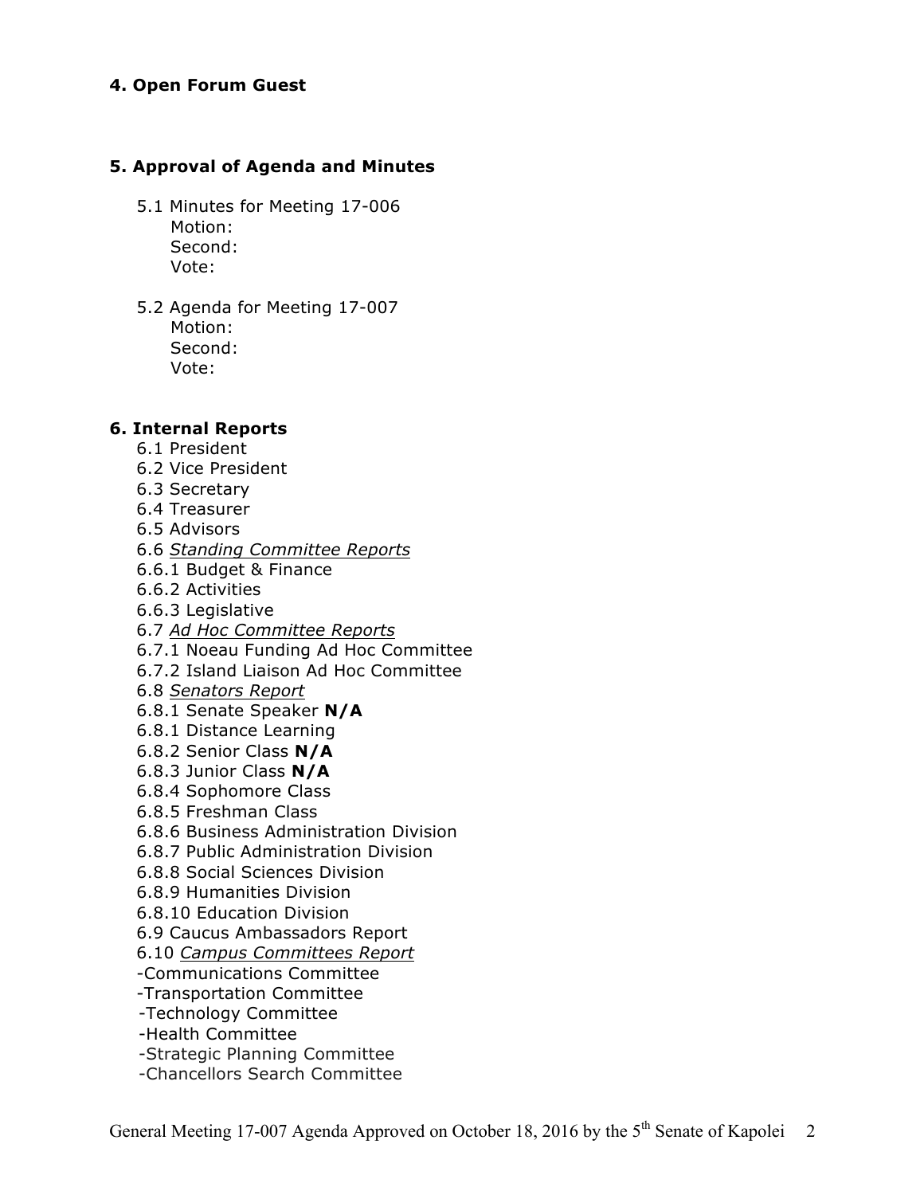**4. Open Forum Guest**

**5. Approval of Agenda and Minutes**

5.1 Minutes for Meeting 17-006
Motion:
Second:
Vote:

5.2 Agenda for Meeting 17-007
Motion:
Second:
Vote:

**6. Internal Reports**

6.1 President
6.2 Vice President
6.3 Secretary
6.4 Treasurer
6.5 Advisors
6.6 *Standing Committee Reports*
6.6.1 Budget & Finance
6.6.2 Activities
6.6.3 Legislative
6.7 *Ad Hoc Committee Reports*
6.7.1 Noeau Funding Ad Hoc Committee
6.7.2 Island Liaison Ad Hoc Committee
6.8 *Senators Report*
6.8.1 Senate Speaker **N/A**
6.8.1 Distance Learning
6.8.2 Senior Class **N/A**
6.8.3 Junior Class **N/A**
6.8.4 Sophomore Class
6.8.5 Freshman Class
6.8.6 Business Administration Division
6.8.7 Public Administration Division
6.8.8 Social Sciences Division
6.8.9 Humanities Division
6.8.10 Education Division
6.9 Caucus Ambassadors Report
6.10 *Campus Committees Report*
-Communications Committee
-Transportation Committee
-Technology Committee
-Health Committee
-Strategic Planning Committee
-Chancellors Search Committee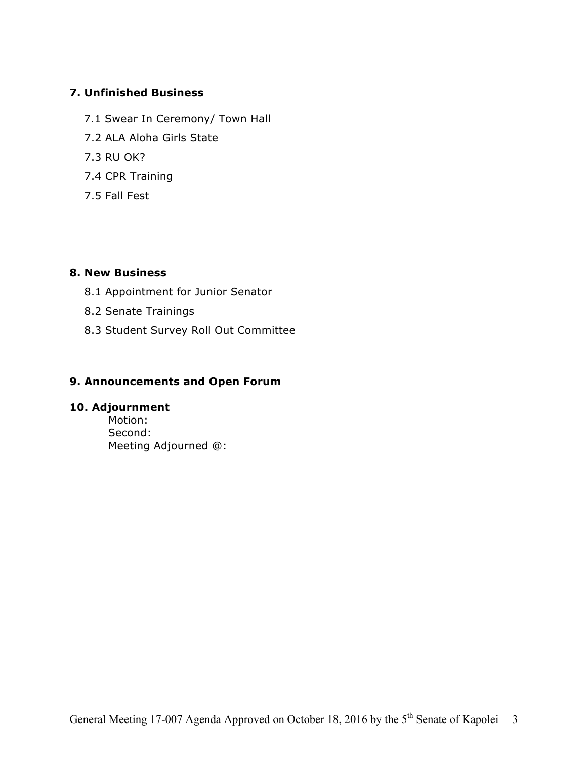**7. Unfinished Business**

7.1 Swear In Ceremony/ Town Hall

7.2 ALA Aloha Girls State

7.3 RU OK?

7.4 CPR Training

7.5 Fall Fest

**8. New Business**

8.1 Appointment for Junior Senator

8.2 Senate Trainings

8.3 Student Survey Roll Out Committee

**9. Announcements and Open Forum**

**10. Adjournment**

Motion:
Second:
Meeting Adjourned @: